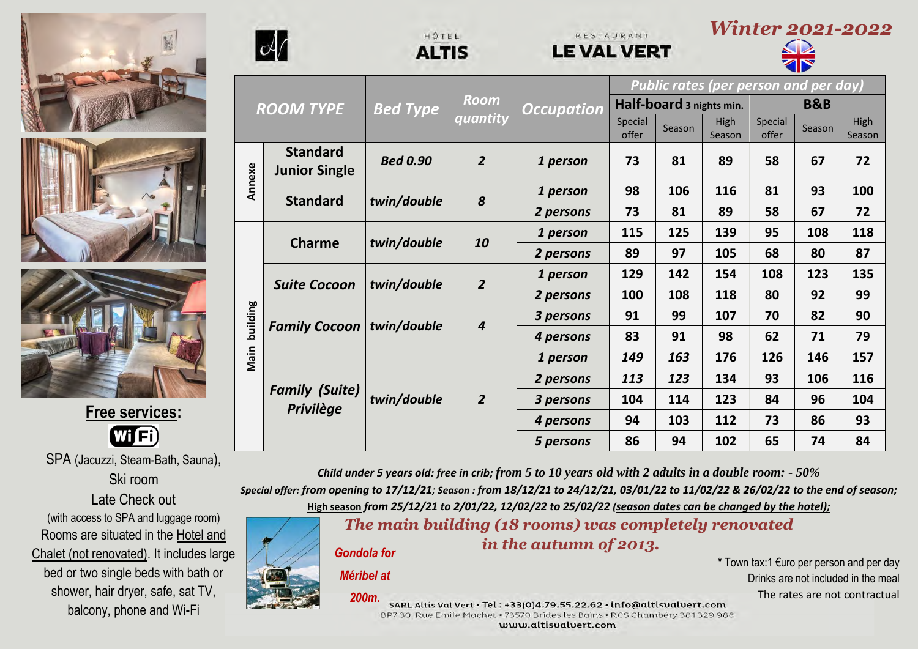HÔTEL **ALTIS** RESTAURANT **LE VAL VERT**

# *Winter 2021-2022*

| | ROOM TYPE | Bed Type | Room quantity | Occupation | Public rates (per person and per day) | | | | | |
|---|---|---|---|---|---|---|---|---|---|---|
| | | | | | Half-board 3 nights min. | | | B&B | | |
| | | | | | Special offer | Season | High Season | Special offer | Season | High Season |
| Annexe | Standard Junior Single | *Bed 0.90* | *2* | *1 person* | 73 | 81 | 89 | 58 | 67 | 72 |
| Annexe | Standard | *twin/double* | *8* | *1 person* | 98 | 106 | 116 | 81 | 93 | 100 |
| | | | | *2 persons* | 73 | 81 | 89 | 58 | 67 | 72 |
| Main building | Charme | *twin/double* | *10* | *1 person* | 115 | 125 | 139 | 95 | 108 | 118 |
| | | | | *2 persons* | 89 | 97 | 105 | 68 | 80 | 87 |
| | *Suite Cocoon* | *twin/double* | *2* | *1 person* | 129 | 142 | 154 | 108 | 123 | 135 |
| | | | | *2 persons* | 100 | 108 | 118 | 80 | 92 | 99 |
| | *Family Cocoon* | *twin/double* | *4* | *3 persons* | 91 | 99 | 107 | 70 | 82 | 90 |
| | | | | *4 persons* | 83 | 91 | 98 | 62 | 71 | 79 |
| | *Family (Suite) Privilège* | *twin/double* | *2* | *1 person* | *149* | *163* | 176 | 126 | 146 | 157 |
| | | | | *2 persons* | *113* | *123* | 134 | 93 | 106 | 116 |
| | | | | *3 persons* | 104 | 114 | 123 | 84 | 96 | 104 |
| | | | | *4 persons* | 94 | 103 | 112 | 73 | 86 | 93 |
| | | | | *5 persons* | 86 | 94 | 102 | 65 | 74 | 84 |

*Child under 5 years old: free in crib; from 5 to 10 years old with 2 adults in a double room: - 50%*

*Special offer: from opening to 17/12/21; Season : from 18/12/21 to 24/12/21, 03/01/22 to 11/02/22 & 26/02/22 to the end of season;*
*High season from 25/12/21 to 2/01/22, 12/02/22 to 25/02/22 (season dates can be changed by the hotel);*

**Free services:**

WiFi

SPA (Jacuzzi, Steam-Bath, Sauna),
Ski room
Late Check out
(with access to SPA and luggage room)
Rooms are situated in the Hotel and Chalet (not renovated). It includes large bed or two single beds with bath or shower, hair dryer, safe, sat TV, balcony, phone and Wi-Fi

## *The main building (18 rooms) was completely renovated in the autumn of 2013.*

*Gondola for Méribel at 200m.*

\* Town tax:1 €uro per person and per day
Drinks are not included in the meal
The rates are not contractual

SARL Altis Val Vert • Tel : +33(0)4.79.55.22.62 • info@altisvalvert.com
BP7 30, Rue Emile Machet • 73570 Brides les Bains • RCS Chambéry 381 329 986
www.altisvalvert.com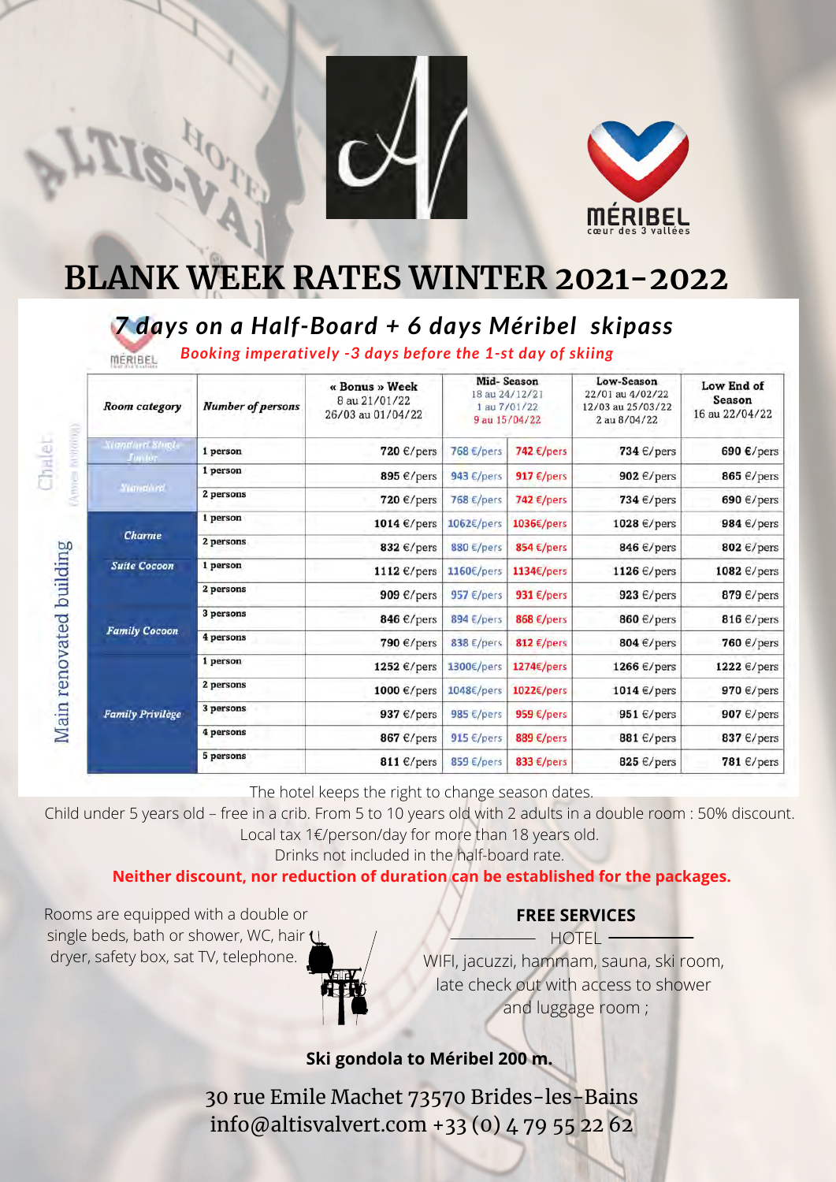# BLANK WEEK RATES WINTER 2021-2022

## *7 days on a Half-Board + 6 days Méribel skipass*

***Booking imperatively -3 days before the 1-st day of skiing***

| Building | Room category | Number of persons | « Bonus » Week 8 au 21/01/22 26/03 au 01/04/22 | Mid- Season 18 au 24/12/21 1 au 7/01/22 9 au 15/04/22 | | Low-Season 22/01 au 4/02/22 12/03 au 25/03/22 2 au 8/04/22 | Low End of Season 16 au 22/04/22 |
|---|---|---|---|---|---|---|---|
| Chalet (Annex building) | Standard Single Junior | 1 person | 720 €/pers | 768 €/pers | 742 €/pers | 734 €/pers | 690 €/pers |
| | Standard | 1 person | 895 €/pers | 943 €/pers | 917 €/pers | 902 €/pers | 865 €/pers |
| | | 2 persons | 720 €/pers | 768 €/pers | 742 €/pers | 734 €/pers | 690 €/pers |
| Main renovated building | Charme | 1 person | 1014 €/pers | 1062€/pers | 1036€/pers | 1028 €/pers | 984 €/pers |
| | | 2 persons | 832 €/pers | 880 €/pers | 854 €/pers | 846 €/pers | 802 €/pers |
| | Suite Cocoon | 1 person | 1112 €/pers | 1160€/pers | 1134€/pers | 1126 €/pers | 1082 €/pers |
| | | 2 persons | 909 €/pers | 957 €/pers | 931 €/pers | 923 €/pers | 879 €/pers |
| | Family Cocoon | 3 persons | 846 €/pers | 894 €/pers | 868 €/pers | 860 €/pers | 816 €/pers |
| | | 4 persons | 790 €/pers | 838 €/pers | 812 €/pers | 804 €/pers | 760 €/pers |
| | Family Privilège | 1 person | 1252 €/pers | 1300€/pers | 1274€/pers | 1266 €/pers | 1222 €/pers |
| | | 2 persons | 1000 €/pers | 1048€/pers | 1022€/pers | 1014 €/pers | 970 €/pers |
| | | 3 persons | 937 €/pers | 985 €/pers | 959 €/pers | 951 €/pers | 907 €/pers |
| | | 4 persons | 867 €/pers | 915 €/pers | 889 €/pers | 881 €/pers | 837 €/pers |
| | | 5 persons | 811 €/pers | 859 €/pers | 833 €/pers | 825 €/pers | 781 €/pers |

The hotel keeps the right to change season dates.

Child under 5 years old – free in a crib. From 5 to 10 years old with 2 adults in a double room : 50% discount.

Local tax 1€/person/day for more than 18 years old.

Drinks not included in the half-board rate.

**Neither discount, nor reduction of duration can be established for the packages.**

Rooms are equipped with a double or single beds, bath or shower, WC, hair dryer, safety box, sat TV, telephone.

**FREE SERVICES**

HOTEL

WIFI, jacuzzi, hammam, sauna, ski room, late check out with access to shower and luggage room ;

**Ski gondola to Méribel 200 m.**

30 rue Emile Machet 73570 Brides-les-Bains
info@altisvalvert.com +33 (0) 4 79 55 22 62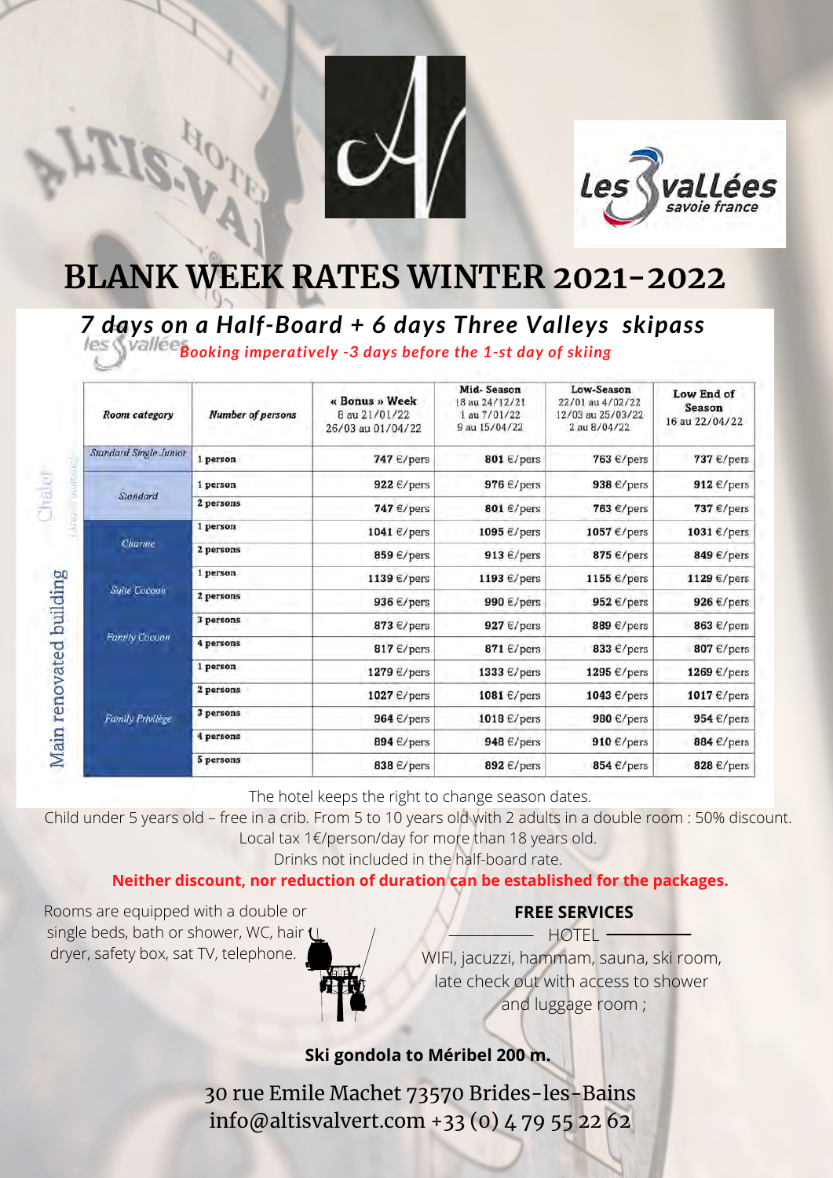# BLANK WEEK RATES WINTER 2021-2022

## *7 days on a Half-Board + 6 days Three Valleys skipass*

***Booking imperatively -3 days before the 1-st day of skiing***

| | Room category | Number of persons | « Bonus » Week 8 au 21/01/22 26/03 au 01/04/22 | Mid- Season 18 au 24/12/21 1 au 7/01/22 9 au 15/04/22 | Low-Season 22/01 au 4/02/22 12/03 au 25/03/22 2 au 8/04/22 | Low End of Season 16 au 22/04/22 |
|---|---|---|---|---|---|---|
| Chalet | Standard Single Junior | 1 person | 747 €/pers | 801 €/pers | 763 €/pers | 737 €/pers |
| Chalet | Standard | 1 person | 922 €/pers | 976 €/pers | 938 €/pers | 912 €/pers |
| Chalet | Standard | 2 persons | 747 €/pers | 801 €/pers | 763 €/pers | 737 €/pers |
| Main renovated building | Charme | 1 person | 1041 €/pers | 1095 €/pers | 1057 €/pers | 1031 €/pers |
| Main renovated building | Charme | 2 persons | 859 €/pers | 913 €/pers | 875 €/pers | 849 €/pers |
| Main renovated building | Suite Cocoon | 1 person | 1139 €/pers | 1193 €/pers | 1155 €/pers | 1129 €/pers |
| Main renovated building | Suite Cocoon | 2 persons | 936 €/pers | 990 €/pers | 952 €/pers | 926 €/pers |
| Main renovated building | Family Cocoon | 3 persons | 873 €/pers | 927 €/pers | 889 €/pers | 863 €/pers |
| Main renovated building | Family Cocoon | 4 persons | 817 €/pers | 871 €/pers | 833 €/pers | 807 €/pers |
| Main renovated building | Family Privilège | 1 person | 1279 €/pers | 1333 €/pers | 1295 €/pers | 1269 €/pers |
| Main renovated building | Family Privilège | 2 persons | 1027 €/pers | 1081 €/pers | 1043 €/pers | 1017 €/pers |
| Main renovated building | Family Privilège | 3 persons | 964 €/pers | 1018 €/pers | 980 €/pers | 954 €/pers |
| Main renovated building | Family Privilège | 4 persons | 894 €/pers | 948 €/pers | 910 €/pers | 884 €/pers |
| Main renovated building | Family Privilège | 5 persons | 838 €/pers | 892 €/pers | 854 €/pers | 828 €/pers |

The hotel keeps the right to change season dates.

Child under 5 years old – free in a crib. From 5 to 10 years old with 2 adults in a double room : 50% discount.

Local tax 1€/person/day for more than 18 years old.

Drinks not included in the half-board rate.

**Neither discount, nor reduction of duration can be established for the packages.**

Rooms are equipped with a double or single beds, bath or shower, WC, hair dryer, safety box, sat TV, telephone.

**FREE SERVICES**

HOTEL

WIFI, jacuzzi, hammam, sauna, ski room, late check out with access to shower and luggage room ;

**Ski gondola to Méribel 200 m.**

30 rue Emile Machet 73570 Brides-les-Bains
info@altisvalvert.com +33 (0) 4 79 55 22 62